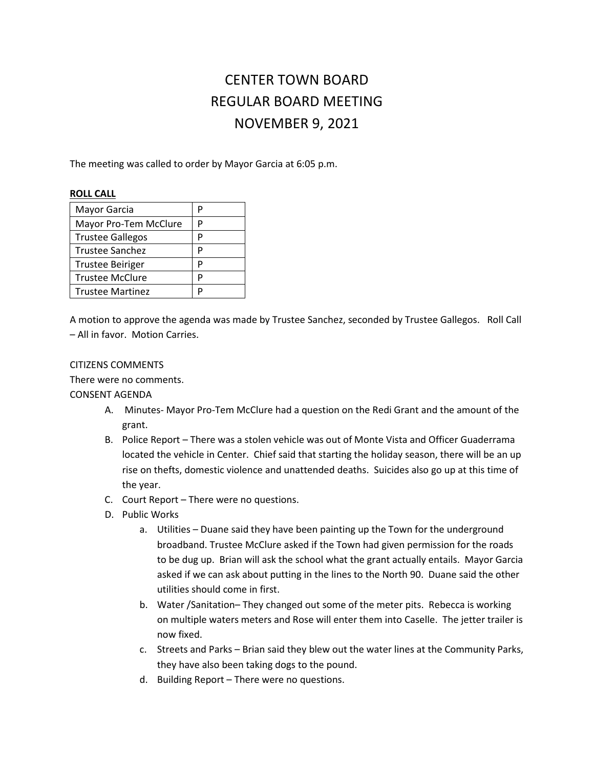# CENTER TOWN BOARD
# REGULAR BOARD MEETING
# NOVEMBER 9, 2021

The meeting was called to order by Mayor Garcia at 6:05 p.m.

**ROLL CALL**

| | |
|---|---|
| Mayor Garcia | P |
| Mayor Pro-Tem McClure | P |
| Trustee Gallegos | P |
| Trustee Sanchez | P |
| Trustee Beiriger | P |
| Trustee McClure | P |
| Trustee Martinez | P |

A motion to approve the agenda was made by Trustee Sanchez, seconded by Trustee Gallegos. Roll Call – All in favor. Motion Carries.

CITIZENS COMMENTS

There were no comments.

CONSENT AGENDA

A. Minutes- Mayor Pro-Tem McClure had a question on the Redi Grant and the amount of the grant.

B. Police Report – There was a stolen vehicle was out of Monte Vista and Officer Guaderrama located the vehicle in Center. Chief said that starting the holiday season, there will be an up rise on thefts, domestic violence and unattended deaths. Suicides also go up at this time of the year.

C. Court Report – There were no questions.

D. Public Works

   a. Utilities – Duane said they have been painting up the Town for the underground broadband. Trustee McClure asked if the Town had given permission for the roads to be dug up. Brian will ask the school what the grant actually entails. Mayor Garcia asked if we can ask about putting in the lines to the North 90. Duane said the other utilities should come in first.

   b. Water /Sanitation– They changed out some of the meter pits. Rebecca is working on multiple waters meters and Rose will enter them into Caselle. The jetter trailer is now fixed.

   c. Streets and Parks – Brian said they blew out the water lines at the Community Parks, they have also been taking dogs to the pound.

   d. Building Report – There were no questions.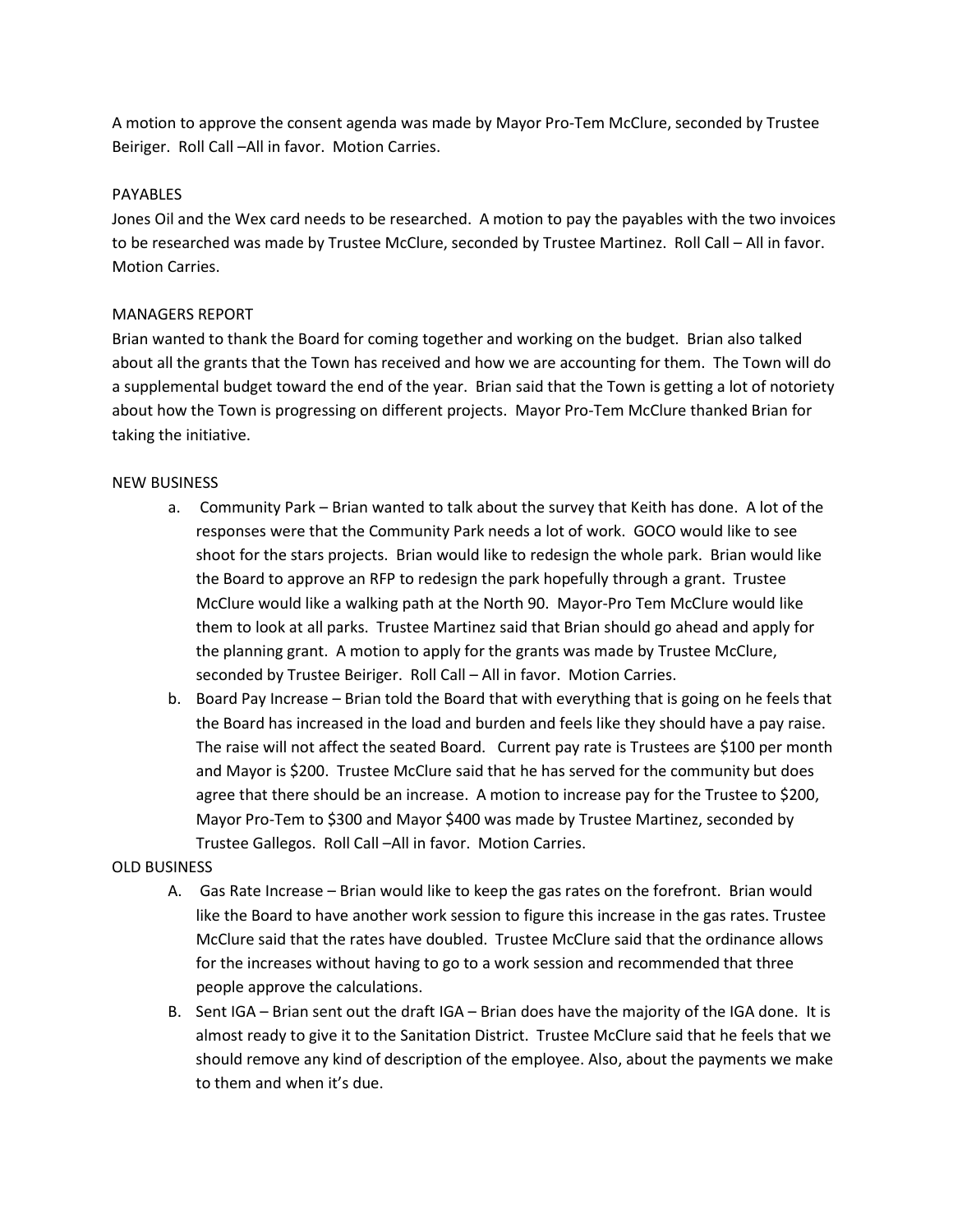A motion to approve the consent agenda was made by Mayor Pro-Tem McClure, seconded by Trustee Beiriger. Roll Call –All in favor. Motion Carries.

PAYABLES

Jones Oil and the Wex card needs to be researched. A motion to pay the payables with the two invoices to be researched was made by Trustee McClure, seconded by Trustee Martinez. Roll Call – All in favor. Motion Carries.

MANAGERS REPORT

Brian wanted to thank the Board for coming together and working on the budget. Brian also talked about all the grants that the Town has received and how we are accounting for them. The Town will do a supplemental budget toward the end of the year. Brian said that the Town is getting a lot of notoriety about how the Town is progressing on different projects. Mayor Pro-Tem McClure thanked Brian for taking the initiative.

NEW BUSINESS

a. Community Park – Brian wanted to talk about the survey that Keith has done. A lot of the responses were that the Community Park needs a lot of work. GOCO would like to see shoot for the stars projects. Brian would like to redesign the whole park. Brian would like the Board to approve an RFP to redesign the park hopefully through a grant. Trustee McClure would like a walking path at the North 90. Mayor-Pro Tem McClure would like them to look at all parks. Trustee Martinez said that Brian should go ahead and apply for the planning grant. A motion to apply for the grants was made by Trustee McClure, seconded by Trustee Beiriger. Roll Call – All in favor. Motion Carries.
b. Board Pay Increase – Brian told the Board that with everything that is going on he feels that the Board has increased in the load and burden and feels like they should have a pay raise. The raise will not affect the seated Board. Current pay rate is Trustees are $100 per month and Mayor is $200. Trustee McClure said that he has served for the community but does agree that there should be an increase. A motion to increase pay for the Trustee to $200, Mayor Pro-Tem to $300 and Mayor $400 was made by Trustee Martinez, seconded by Trustee Gallegos. Roll Call –All in favor. Motion Carries.

OLD BUSINESS

A. Gas Rate Increase – Brian would like to keep the gas rates on the forefront. Brian would like the Board to have another work session to figure this increase in the gas rates. Trustee McClure said that the rates have doubled. Trustee McClure said that the ordinance allows for the increases without having to go to a work session and recommended that three people approve the calculations.
B. Sent IGA – Brian sent out the draft IGA – Brian does have the majority of the IGA done. It is almost ready to give it to the Sanitation District. Trustee McClure said that he feels that we should remove any kind of description of the employee. Also, about the payments we make to them and when it's due.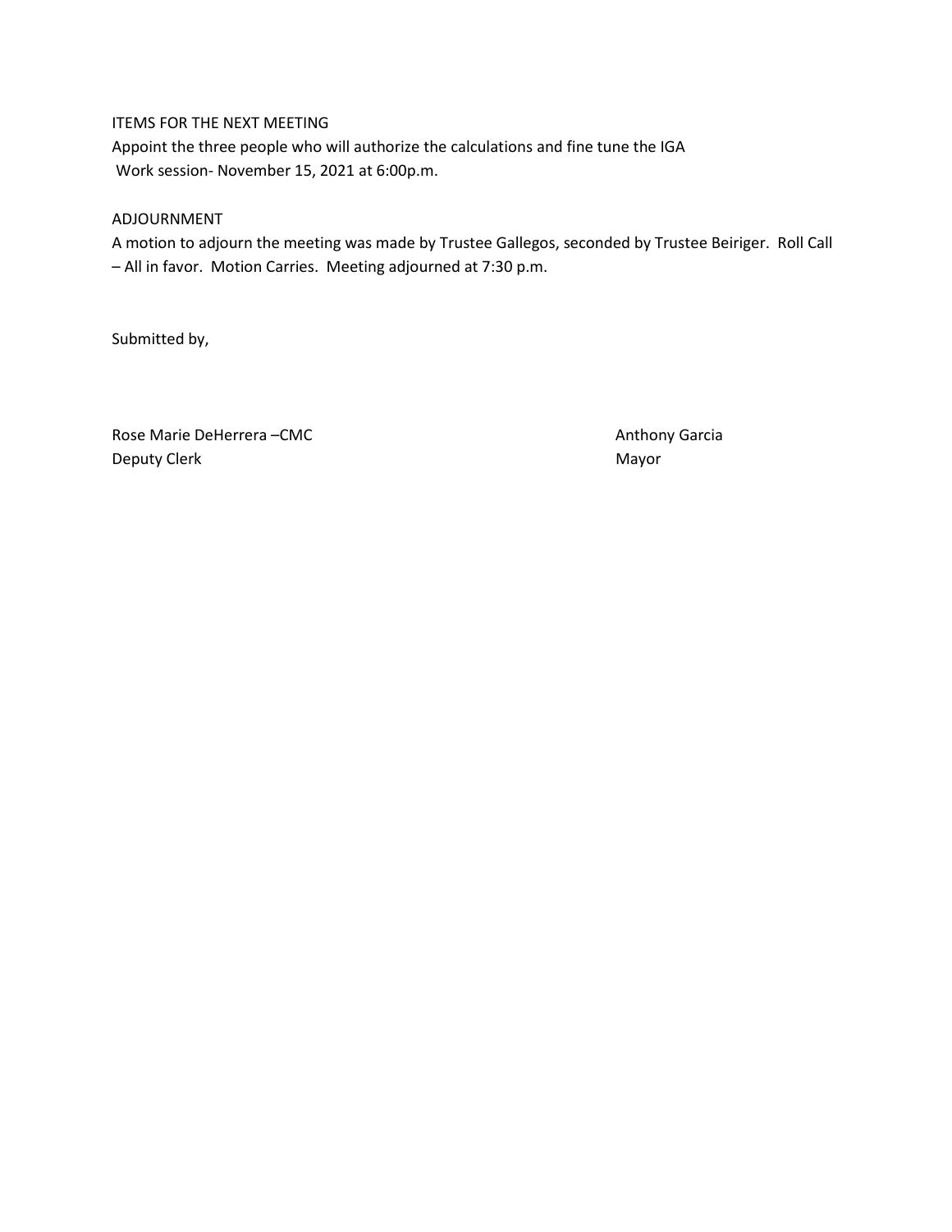ITEMS FOR THE NEXT MEETING

Appoint the three people who will authorize the calculations and fine tune the IGA
Work session- November 15, 2021 at 6:00p.m.

ADJOURNMENT

A motion to adjourn the meeting was made by Trustee Gallegos, seconded by Trustee Beiriger. Roll Call – All in favor. Motion Carries. Meeting adjourned at 7:30 p.m.

Submitted by,

Rose Marie DeHerrera –CMC
Deputy Clerk

Anthony Garcia
Mayor